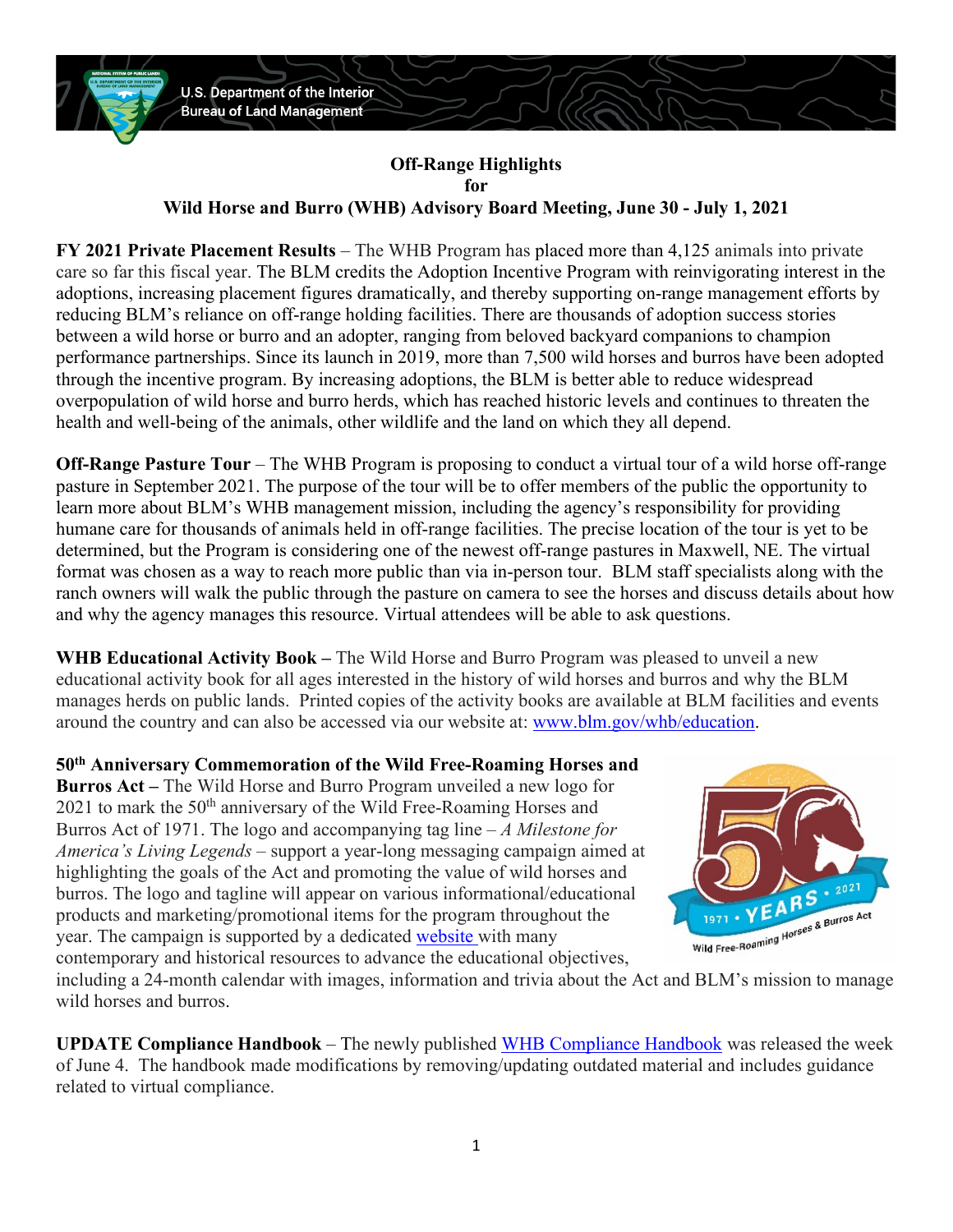U.S. Department of the Interior
Bureau of Land Management

# Off-Range Highlights
## for
## Wild Horse and Burro (WHB) Advisory Board Meeting, June 30 - July 1, 2021

**FY 2021 Private Placement Results** – The WHB Program has placed more than 4,125 animals into private care so far this fiscal year. The BLM credits the Adoption Incentive Program with reinvigorating interest in the adoptions, increasing placement figures dramatically, and thereby supporting on-range management efforts by reducing BLM's reliance on off-range holding facilities. There are thousands of adoption success stories between a wild horse or burro and an adopter, ranging from beloved backyard companions to champion performance partnerships. Since its launch in 2019, more than 7,500 wild horses and burros have been adopted through the incentive program. By increasing adoptions, the BLM is better able to reduce widespread overpopulation of wild horse and burro herds, which has reached historic levels and continues to threaten the health and well-being of the animals, other wildlife and the land on which they all depend.

**Off-Range Pasture Tour** – The WHB Program is proposing to conduct a virtual tour of a wild horse off-range pasture in September 2021. The purpose of the tour will be to offer members of the public the opportunity to learn more about BLM's WHB management mission, including the agency's responsibility for providing humane care for thousands of animals held in off-range facilities. The precise location of the tour is yet to be determined, but the Program is considering one of the newest off-range pastures in Maxwell, NE. The virtual format was chosen as a way to reach more public than via in-person tour. BLM staff specialists along with the ranch owners will walk the public through the pasture on camera to see the horses and discuss details about how and why the agency manages this resource. Virtual attendees will be able to ask questions.

**WHB Educational Activity Book –** The Wild Horse and Burro Program was pleased to unveil a new educational activity book for all ages interested in the history of wild horses and burros and why the BLM manages herds on public lands. Printed copies of the activity books are available at BLM facilities and events around the country and can also be accessed via our website at: [www.blm.gov/whb/education](www.blm.gov/whb/education).

**50th Anniversary Commemoration of the Wild Free-Roaming Horses and Burros Act –** The Wild Horse and Burro Program unveiled a new logo for 2021 to mark the 50th anniversary of the Wild Free-Roaming Horses and Burros Act of 1971. The logo and accompanying tag line – *A Milestone for America's Living Legends* – support a year-long messaging campaign aimed at highlighting the goals of the Act and promoting the value of wild horses and burros. The logo and tagline will appear on various informational/educational products and marketing/promotional items for the program throughout the year. The campaign is supported by a dedicated website with many contemporary and historical resources to advance the educational objectives, including a 24-month calendar with images, information and trivia about the Act and BLM's mission to manage wild horses and burros.

**UPDATE Compliance Handbook** – The newly published WHB Compliance Handbook was released the week of June 4. The handbook made modifications by removing/updating outdated material and includes guidance related to virtual compliance.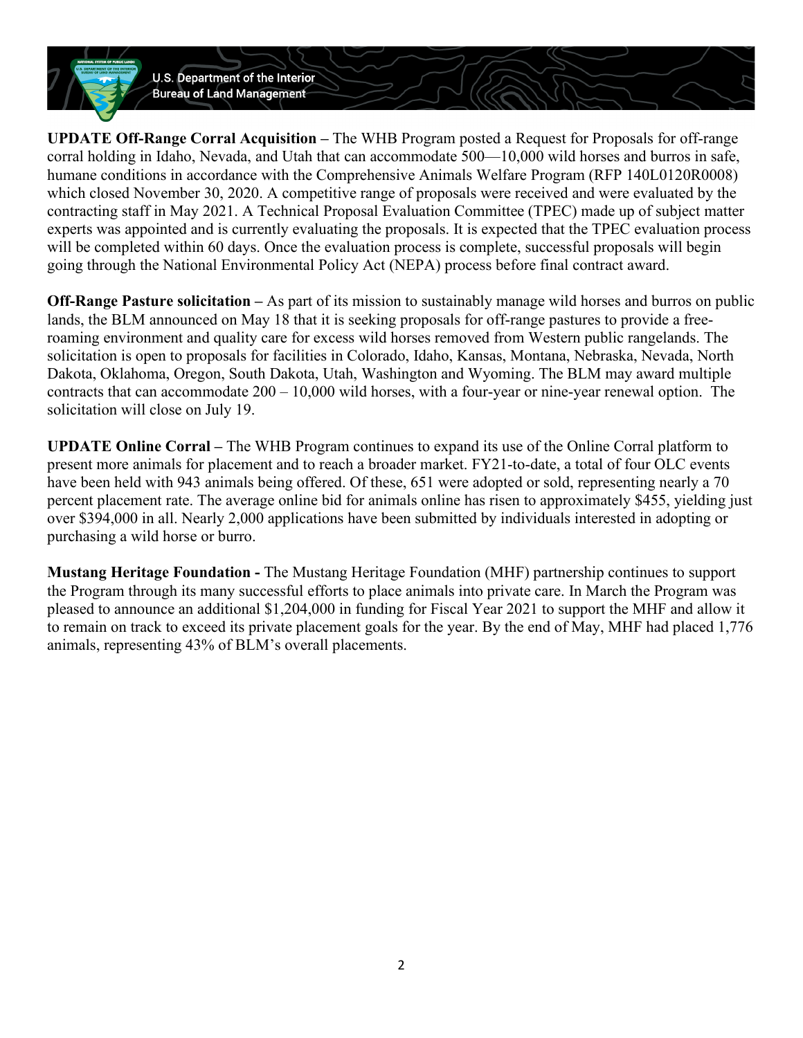**UPDATE Off-Range Corral Acquisition –** The WHB Program posted a Request for Proposals for off-range corral holding in Idaho, Nevada, and Utah that can accommodate 500—10,000 wild horses and burros in safe, humane conditions in accordance with the Comprehensive Animals Welfare Program (RFP 140L0120R0008) which closed November 30, 2020. A competitive range of proposals were received and were evaluated by the contracting staff in May 2021. A Technical Proposal Evaluation Committee (TPEC) made up of subject matter experts was appointed and is currently evaluating the proposals. It is expected that the TPEC evaluation process will be completed within 60 days. Once the evaluation process is complete, successful proposals will begin going through the National Environmental Policy Act (NEPA) process before final contract award.

**Off-Range Pasture solicitation –** As part of its mission to sustainably manage wild horses and burros on public lands, the BLM announced on May 18 that it is seeking proposals for off-range pastures to provide a free-roaming environment and quality care for excess wild horses removed from Western public rangelands. The solicitation is open to proposals for facilities in Colorado, Idaho, Kansas, Montana, Nebraska, Nevada, North Dakota, Oklahoma, Oregon, South Dakota, Utah, Washington and Wyoming. The BLM may award multiple contracts that can accommodate 200 – 10,000 wild horses, with a four-year or nine-year renewal option. The solicitation will close on July 19.

**UPDATE Online Corral –** The WHB Program continues to expand its use of the Online Corral platform to present more animals for placement and to reach a broader market. FY21-to-date, a total of four OLC events have been held with 943 animals being offered. Of these, 651 were adopted or sold, representing nearly a 70 percent placement rate. The average online bid for animals online has risen to approximately $455, yielding just over $394,000 in all. Nearly 2,000 applications have been submitted by individuals interested in adopting or purchasing a wild horse or burro.

**Mustang Heritage Foundation -** The Mustang Heritage Foundation (MHF) partnership continues to support the Program through its many successful efforts to place animals into private care. In March the Program was pleased to announce an additional $1,204,000 in funding for Fiscal Year 2021 to support the MHF and allow it to remain on track to exceed its private placement goals for the year. By the end of May, MHF had placed 1,776 animals, representing 43% of BLM's overall placements.